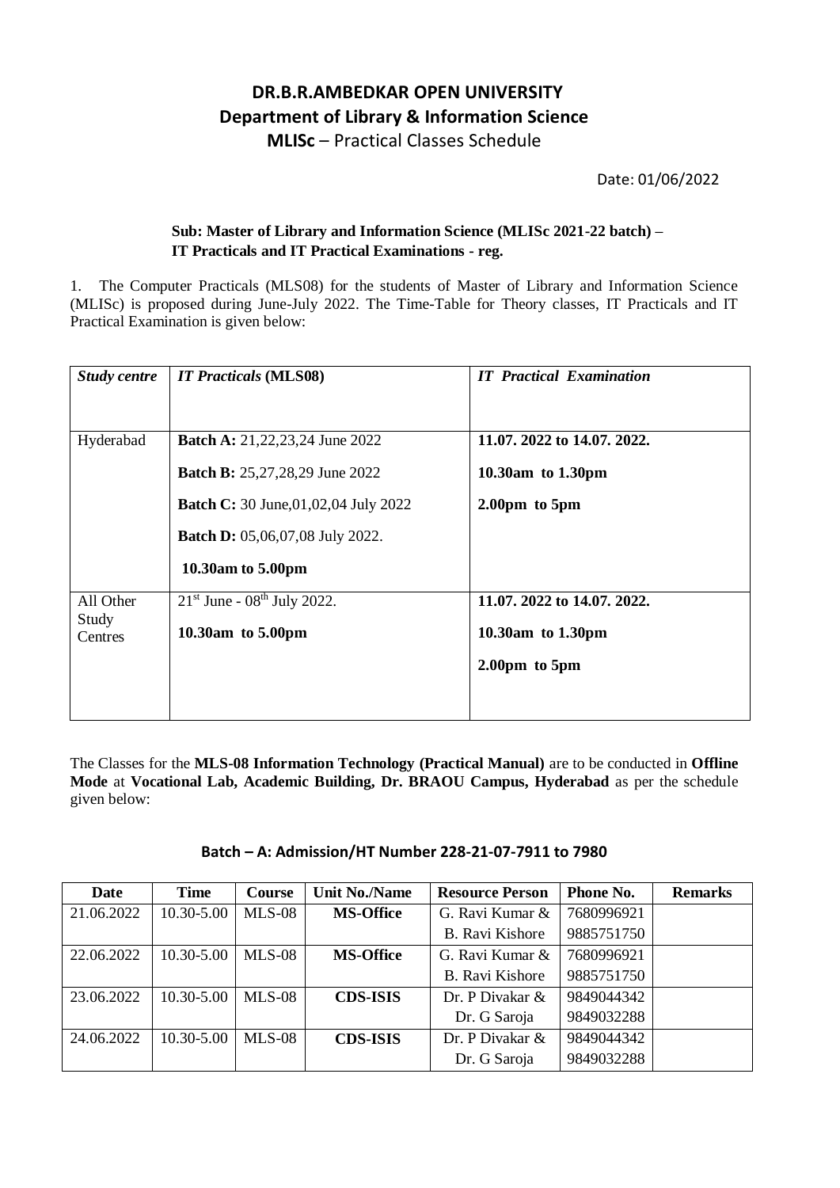# DR.B.R.AMBEDKAR OPEN UNIVERSITY

## Department of Library & Information Science

**MLISc** – Practical Classes Schedule

Date: 01/06/2022

**Sub: Master of Library and Information Science (MLISc 2021-22 batch) – IT Practicals and IT Practical Examinations - reg.**

1. The Computer Practicals (MLS08) for the students of Master of Library and Information Science (MLISc) is proposed during June-July 2022. The Time-Table for Theory classes, IT Practicals and IT Practical Examination is given below:

| *Study centre* | *IT Practicals* **(MLS08)** | ***IT Practical Examination*** |
|---|---|---|
| Hyderabad | **Batch A:** 21,22,23,24 June 2022<br>**Batch B:** 25,27,28,29 June 2022<br>**Batch C:** 30 June,01,02,04 July 2022<br>**Batch D:** 05,06,07,08 July 2022.<br>**10.30am to 5.00pm** | **11.07. 2022 to 14.07. 2022.**<br>**10.30am to 1.30pm**<br>**2.00pm to 5pm** |
| All Other Study Centres | 21st June - 08th July 2022.<br>**10.30am to 5.00pm** | **11.07. 2022 to 14.07. 2022.**<br>**10.30am to 1.30pm**<br>**2.00pm to 5pm** |

The Classes for the **MLS-08 Information Technology (Practical Manual)** are to be conducted in **Offline Mode** at **Vocational Lab, Academic Building, Dr. BRAOU Campus, Hyderabad** as per the schedule given below:

**Batch – A: Admission/HT Number 228-21-07-7911 to 7980**

| Date | Time | Course | Unit No./Name | Resource Person | Phone No. | Remarks |
|---|---|---|---|---|---|---|
| 21.06.2022 | 10.30-5.00 | MLS-08 | **MS-Office** | G. Ravi Kumar & B. Ravi Kishore | 7680996921 9885751750 | |
| 22.06.2022 | 10.30-5.00 | MLS-08 | **MS-Office** | G. Ravi Kumar & B. Ravi Kishore | 7680996921 9885751750 | |
| 23.06.2022 | 10.30-5.00 | MLS-08 | **CDS-ISIS** | Dr. P Divakar & Dr. G Saroja | 9849044342 9849032288 | |
| 24.06.2022 | 10.30-5.00 | MLS-08 | **CDS-ISIS** | Dr. P Divakar & Dr. G Saroja | 9849044342 9849032288 | |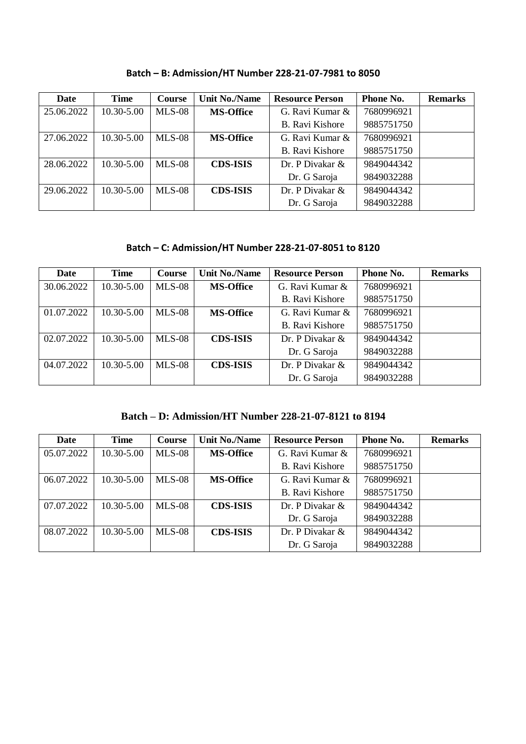**Batch – B: Admission/HT Number 228-21-07-7981 to 8050**

| Date | Time | Course | Unit No./Name | Resource Person | Phone No. | Remarks |
|---|---|---|---|---|---|---|
| 25.06.2022 | 10.30-5.00 | MLS-08 | **MS-Office** | G. Ravi Kumar & B. Ravi Kishore | 7680996921 9885751750 | |
| 27.06.2022 | 10.30-5.00 | MLS-08 | **MS-Office** | G. Ravi Kumar & B. Ravi Kishore | 7680996921 9885751750 | |
| 28.06.2022 | 10.30-5.00 | MLS-08 | **CDS-ISIS** | Dr. P Divakar & Dr. G Saroja | 9849044342 9849032288 | |
| 29.06.2022 | 10.30-5.00 | MLS-08 | **CDS-ISIS** | Dr. P Divakar & Dr. G Saroja | 9849044342 9849032288 | |

**Batch – C: Admission/HT Number 228-21-07-8051 to 8120**

| Date | Time | Course | Unit No./Name | Resource Person | Phone No. | Remarks |
|---|---|---|---|---|---|---|
| 30.06.2022 | 10.30-5.00 | MLS-08 | **MS-Office** | G. Ravi Kumar & B. Ravi Kishore | 7680996921 9885751750 | |
| 01.07.2022 | 10.30-5.00 | MLS-08 | **MS-Office** | G. Ravi Kumar & B. Ravi Kishore | 7680996921 9885751750 | |
| 02.07.2022 | 10.30-5.00 | MLS-08 | **CDS-ISIS** | Dr. P Divakar & Dr. G Saroja | 9849044342 9849032288 | |
| 04.07.2022 | 10.30-5.00 | MLS-08 | **CDS-ISIS** | Dr. P Divakar & Dr. G Saroja | 9849044342 9849032288 | |

**Batch – D: Admission/HT Number 228-21-07-8121 to 8194**

| Date | Time | Course | Unit No./Name | Resource Person | Phone No. | Remarks |
|---|---|---|---|---|---|---|
| 05.07.2022 | 10.30-5.00 | MLS-08 | **MS-Office** | G. Ravi Kumar & B. Ravi Kishore | 7680996921 9885751750 | |
| 06.07.2022 | 10.30-5.00 | MLS-08 | **MS-Office** | G. Ravi Kumar & B. Ravi Kishore | 7680996921 9885751750 | |
| 07.07.2022 | 10.30-5.00 | MLS-08 | **CDS-ISIS** | Dr. P Divakar & Dr. G Saroja | 9849044342 9849032288 | |
| 08.07.2022 | 10.30-5.00 | MLS-08 | **CDS-ISIS** | Dr. P Divakar & Dr. G Saroja | 9849044342 9849032288 | |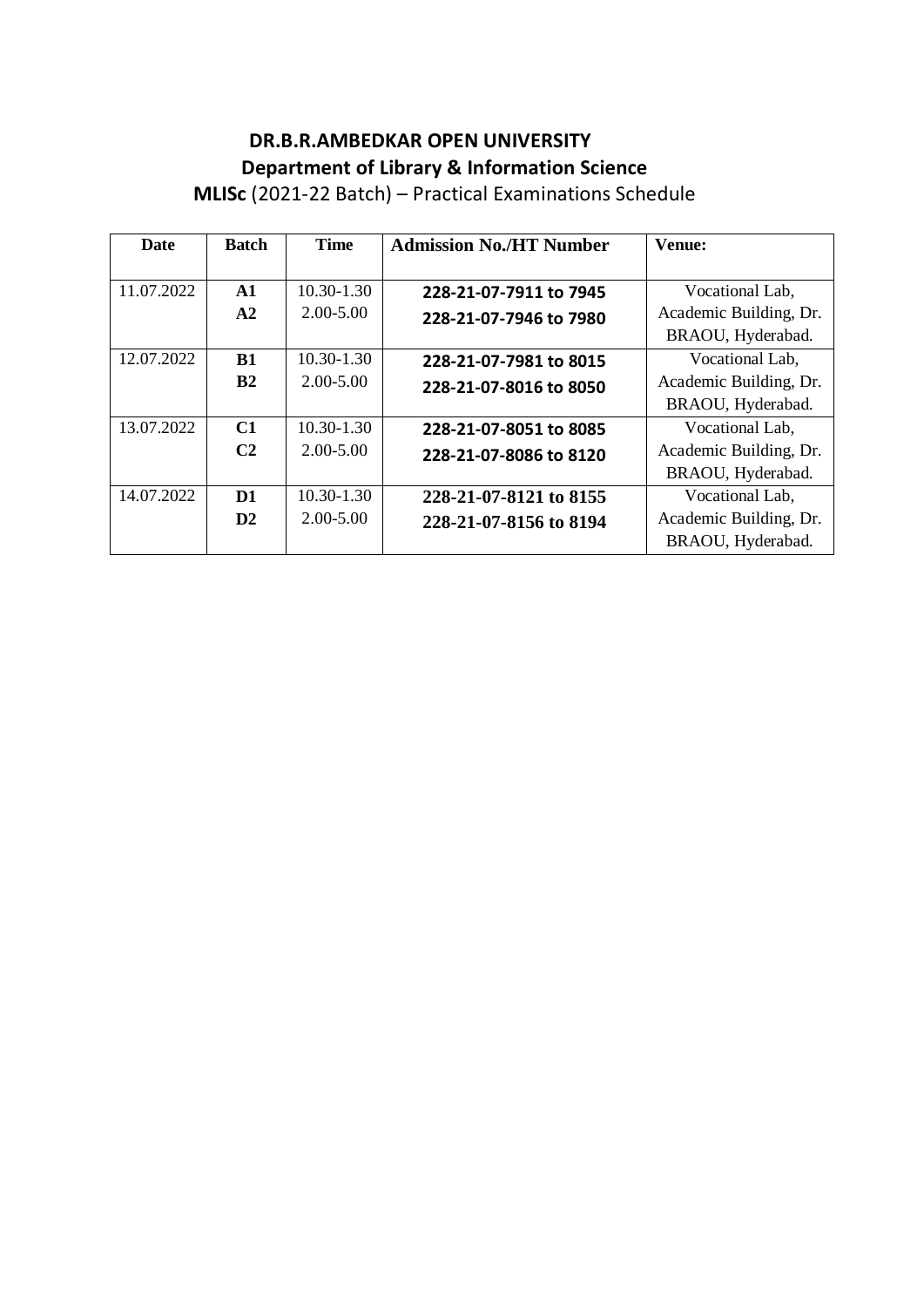# DR.B.R.AMBEDKAR OPEN UNIVERSITY

## Department of Library & Information Science

**MLISc** (2021-22 Batch) – Practical Examinations Schedule

| Date | Batch | Time | Admission No./HT Number | Venue: |
|---|---|---|---|---|
| 11.07.2022 | **A1**<br>**A2** | 10.30-1.30<br>2.00-5.00 | **228-21-07-7911 to 7945**<br>**228-21-07-7946 to 7980** | Vocational Lab, Academic Building, Dr. BRAOU, Hyderabad. |
| 12.07.2022 | **B1**<br>**B2** | 10.30-1.30<br>2.00-5.00 | **228-21-07-7981 to 8015**<br>**228-21-07-8016 to 8050** | Vocational Lab, Academic Building, Dr. BRAOU, Hyderabad. |
| 13.07.2022 | **C1**<br>**C2** | 10.30-1.30<br>2.00-5.00 | **228-21-07-8051 to 8085**<br>**228-21-07-8086 to 8120** | Vocational Lab, Academic Building, Dr. BRAOU, Hyderabad. |
| 14.07.2022 | **D1**<br>**D2** | 10.30-1.30<br>2.00-5.00 | **228-21-07-8121 to 8155**<br>**228-21-07-8156 to 8194** | Vocational Lab, Academic Building, Dr. BRAOU, Hyderabad. |